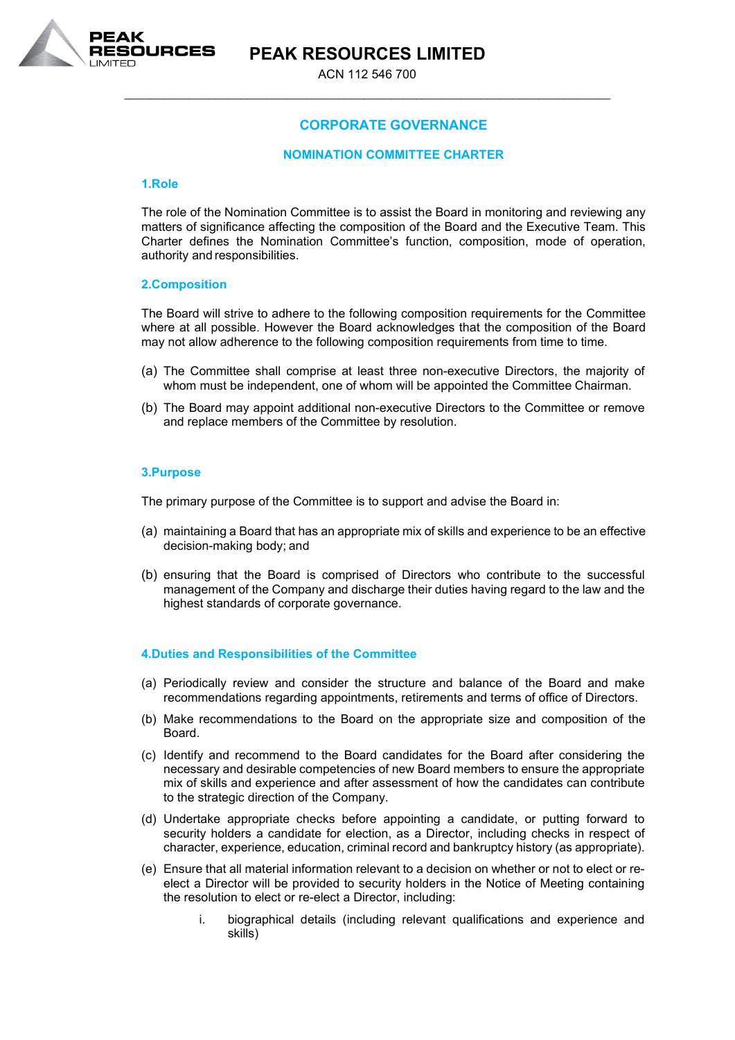# PEAK RESOURCES LIMITED

ACN 112 546 700

## CORPORATE GOVERNANCE

## NOMINATION COMMITTEE CHARTER

### 1. Role

The role of the Nomination Committee is to assist the Board in monitoring and reviewing any matters of significance affecting the composition of the Board and the Executive Team. This Charter defines the Nomination Committee's function, composition, mode of operation, authority and responsibilities.

### 2. Composition

The Board will strive to adhere to the following composition requirements for the Committee where at all possible. However the Board acknowledges that the composition of the Board may not allow adherence to the following composition requirements from time to time.

(a) The Committee shall comprise at least three non-executive Directors, the majority of whom must be independent, one of whom will be appointed the Committee Chairman.

(b) The Board may appoint additional non-executive Directors to the Committee or remove and replace members of the Committee by resolution.

### 3. Purpose

The primary purpose of the Committee is to support and advise the Board in:

(a) maintaining a Board that has an appropriate mix of skills and experience to be an effective decision-making body; and

(b) ensuring that the Board is comprised of Directors who contribute to the successful management of the Company and discharge their duties having regard to the law and the highest standards of corporate governance.

### 4. Duties and Responsibilities of the Committee

(a) Periodically review and consider the structure and balance of the Board and make recommendations regarding appointments, retirements and terms of office of Directors.

(b) Make recommendations to the Board on the appropriate size and composition of the Board.

(c) Identify and recommend to the Board candidates for the Board after considering the necessary and desirable competencies of new Board members to ensure the appropriate mix of skills and experience and after assessment of how the candidates can contribute to the strategic direction of the Company.

(d) Undertake appropriate checks before appointing a candidate, or putting forward to security holders a candidate for election, as a Director, including checks in respect of character, experience, education, criminal record and bankruptcy history (as appropriate).

(e) Ensure that all material information relevant to a decision on whether or not to elect or re-elect a Director will be provided to security holders in the Notice of Meeting containing the resolution to elect or re-elect a Director, including:

   i. biographical details (including relevant qualifications and experience and skills)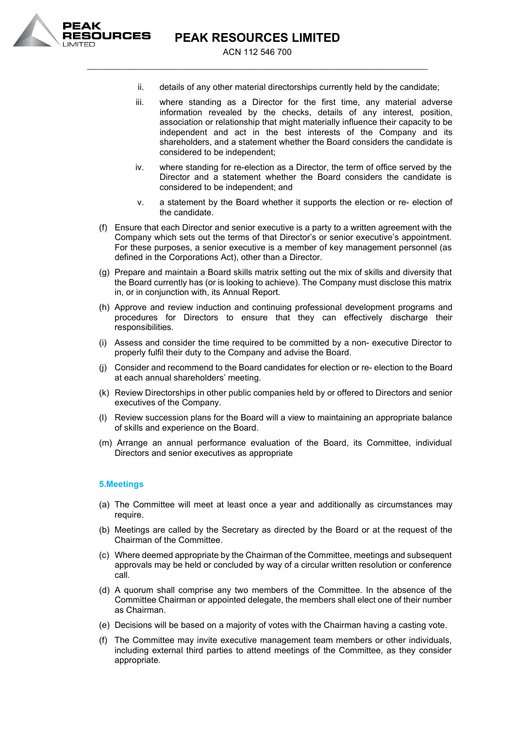ii. details of any other material directorships currently held by the candidate;

iii. where standing as a Director for the first time, any material adverse information revealed by the checks, details of any interest, position, association or relationship that might materially influence their capacity to be independent and act in the best interests of the Company and its shareholders, and a statement whether the Board considers the candidate is considered to be independent;

iv. where standing for re-election as a Director, the term of office served by the Director and a statement whether the Board considers the candidate is considered to be independent; and

v. a statement by the Board whether it supports the election or re- election of the candidate.

(f) Ensure that each Director and senior executive is a party to a written agreement with the Company which sets out the terms of that Director's or senior executive's appointment. For these purposes, a senior executive is a member of key management personnel (as defined in the Corporations Act), other than a Director.

(g) Prepare and maintain a Board skills matrix setting out the mix of skills and diversity that the Board currently has (or is looking to achieve). The Company must disclose this matrix in, or in conjunction with, its Annual Report.

(h) Approve and review induction and continuing professional development programs and procedures for Directors to ensure that they can effectively discharge their responsibilities.

(i) Assess and consider the time required to be committed by a non- executive Director to properly fulfil their duty to the Company and advise the Board.

(j) Consider and recommend to the Board candidates for election or re- election to the Board at each annual shareholders' meeting.

(k) Review Directorships in other public companies held by or offered to Directors and senior executives of the Company.

(l) Review succession plans for the Board will a view to maintaining an appropriate balance of skills and experience on the Board.

(m) Arrange an annual performance evaluation of the Board, its Committee, individual Directors and senior executives as appropriate

## 5.Meetings

(a) The Committee will meet at least once a year and additionally as circumstances may require.

(b) Meetings are called by the Secretary as directed by the Board or at the request of the Chairman of the Committee.

(c) Where deemed appropriate by the Chairman of the Committee, meetings and subsequent approvals may be held or concluded by way of a circular written resolution or conference call.

(d) A quorum shall comprise any two members of the Committee. In the absence of the Committee Chairman or appointed delegate, the members shall elect one of their number as Chairman.

(e) Decisions will be based on a majority of votes with the Chairman having a casting vote.

(f) The Committee may invite executive management team members or other individuals, including external third parties to attend meetings of the Committee, as they consider appropriate.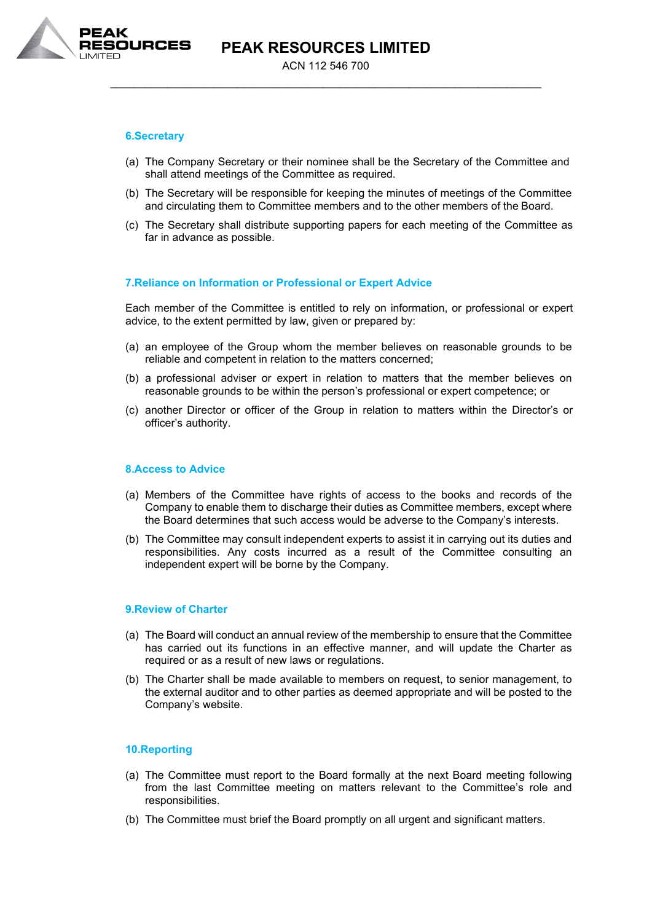## 6.Secretary

(a) The Company Secretary or their nominee shall be the Secretary of the Committee and shall attend meetings of the Committee as required.

(b) The Secretary will be responsible for keeping the minutes of meetings of the Committee and circulating them to Committee members and to the other members of the Board.

(c) The Secretary shall distribute supporting papers for each meeting of the Committee as far in advance as possible.

## 7.Reliance on Information or Professional or Expert Advice

Each member of the Committee is entitled to rely on information, or professional or expert advice, to the extent permitted by law, given or prepared by:

(a) an employee of the Group whom the member believes on reasonable grounds to be reliable and competent in relation to the matters concerned;

(b) a professional adviser or expert in relation to matters that the member believes on reasonable grounds to be within the person's professional or expert competence; or

(c) another Director or officer of the Group in relation to matters within the Director's or officer's authority.

## 8.Access to Advice

(a) Members of the Committee have rights of access to the books and records of the Company to enable them to discharge their duties as Committee members, except where the Board determines that such access would be adverse to the Company's interests.

(b) The Committee may consult independent experts to assist it in carrying out its duties and responsibilities. Any costs incurred as a result of the Committee consulting an independent expert will be borne by the Company.

## 9.Review of Charter

(a) The Board will conduct an annual review of the membership to ensure that the Committee has carried out its functions in an effective manner, and will update the Charter as required or as a result of new laws or regulations.

(b) The Charter shall be made available to members on request, to senior management, to the external auditor and to other parties as deemed appropriate and will be posted to the Company's website.

## 10.Reporting

(a) The Committee must report to the Board formally at the next Board meeting following from the last Committee meeting on matters relevant to the Committee's role and responsibilities.

(b) The Committee must brief the Board promptly on all urgent and significant matters.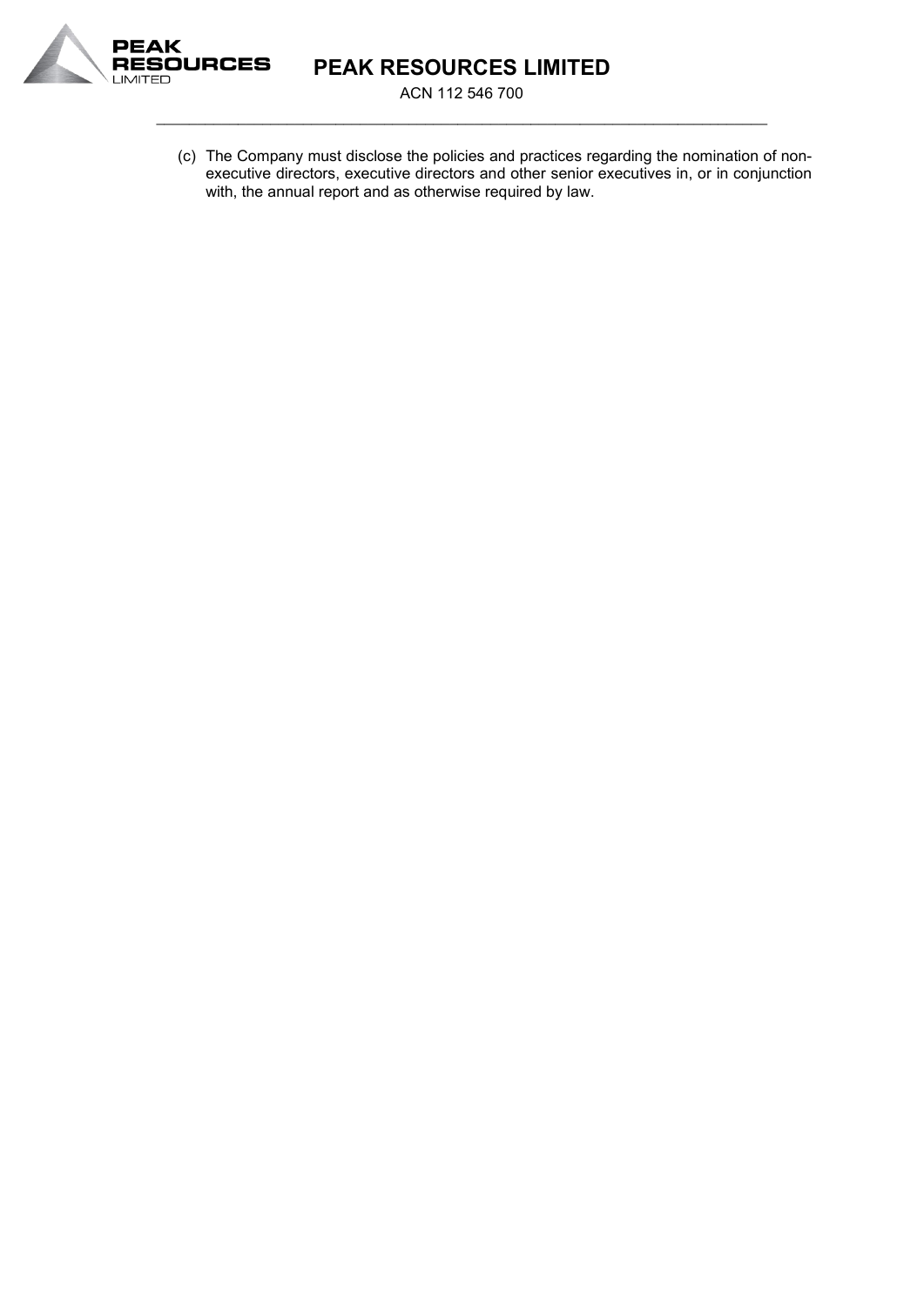(c) The Company must disclose the policies and practices regarding the nomination of non-executive directors, executive directors and other senior executives in, or in conjunction with, the annual report and as otherwise required by law.